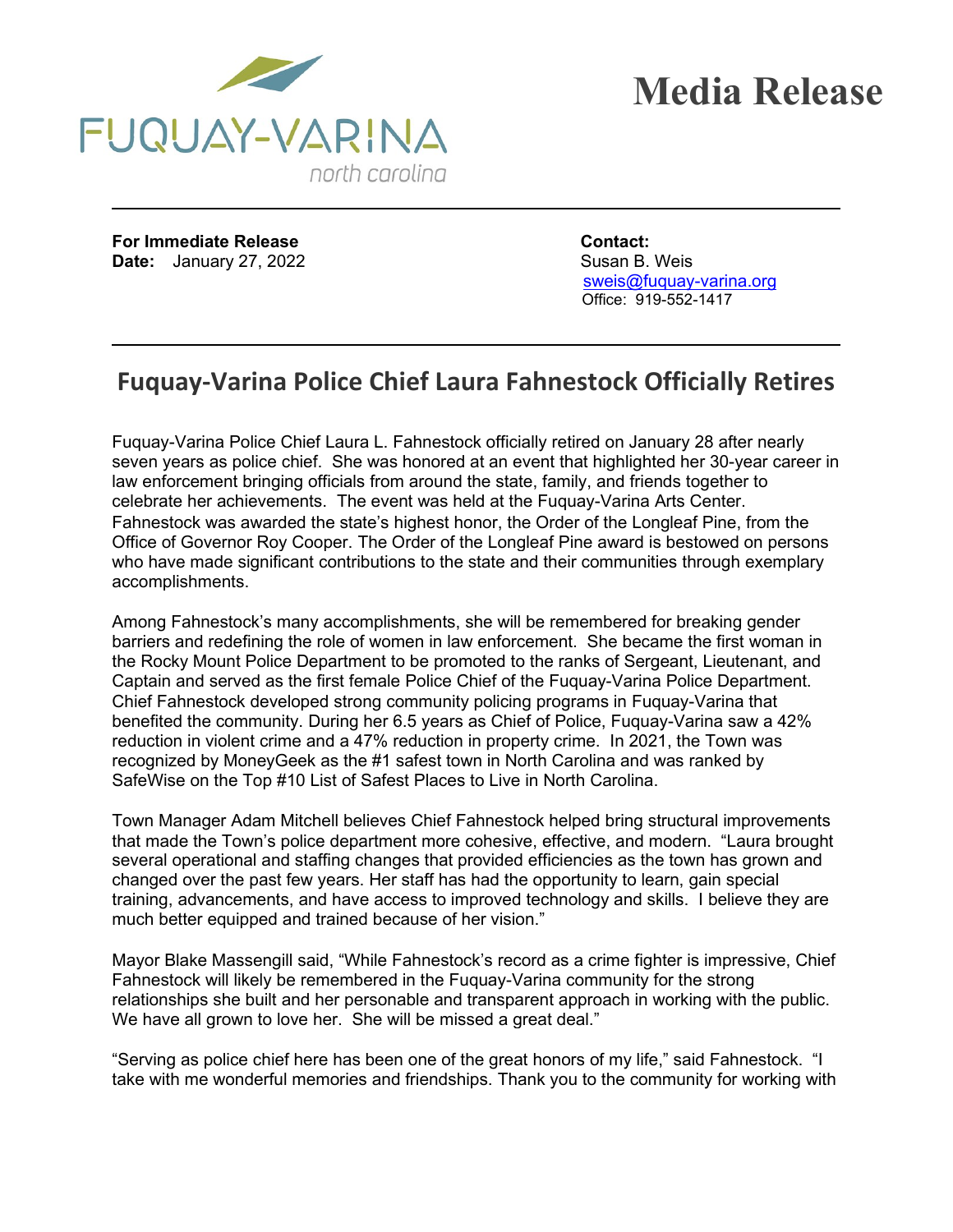FUQUAY-VARINA
north carolina

# Media Release

**For Immediate Release**
**Date:** January 27, 2022

**Contact:**
Susan B. Weis
sweis@fuquay-varina.org
Office: 919-552-1417

## Fuquay-Varina Police Chief Laura Fahnestock Officially Retires

Fuquay-Varina Police Chief Laura L. Fahnestock officially retired on January 28 after nearly seven years as police chief. She was honored at an event that highlighted her 30-year career in law enforcement bringing officials from around the state, family, and friends together to celebrate her achievements. The event was held at the Fuquay-Varina Arts Center. Fahnestock was awarded the state's highest honor, the Order of the Longleaf Pine, from the Office of Governor Roy Cooper. The Order of the Longleaf Pine award is bestowed on persons who have made significant contributions to the state and their communities through exemplary accomplishments.

Among Fahnestock's many accomplishments, she will be remembered for breaking gender barriers and redefining the role of women in law enforcement. She became the first woman in the Rocky Mount Police Department to be promoted to the ranks of Sergeant, Lieutenant, and Captain and served as the first female Police Chief of the Fuquay-Varina Police Department. Chief Fahnestock developed strong community policing programs in Fuquay-Varina that benefited the community. During her 6.5 years as Chief of Police, Fuquay-Varina saw a 42% reduction in violent crime and a 47% reduction in property crime. In 2021, the Town was recognized by MoneyGeek as the #1 safest town in North Carolina and was ranked by SafeWise on the Top #10 List of Safest Places to Live in North Carolina.

Town Manager Adam Mitchell believes Chief Fahnestock helped bring structural improvements that made the Town's police department more cohesive, effective, and modern. "Laura brought several operational and staffing changes that provided efficiencies as the town has grown and changed over the past few years. Her staff has had the opportunity to learn, gain special training, advancements, and have access to improved technology and skills. I believe they are much better equipped and trained because of her vision."

Mayor Blake Massengill said, "While Fahnestock's record as a crime fighter is impressive, Chief Fahnestock will likely be remembered in the Fuquay-Varina community for the strong relationships she built and her personable and transparent approach in working with the public. We have all grown to love her. She will be missed a great deal."

"Serving as police chief here has been one of the great honors of my life," said Fahnestock. "I take with me wonderful memories and friendships. Thank you to the community for working with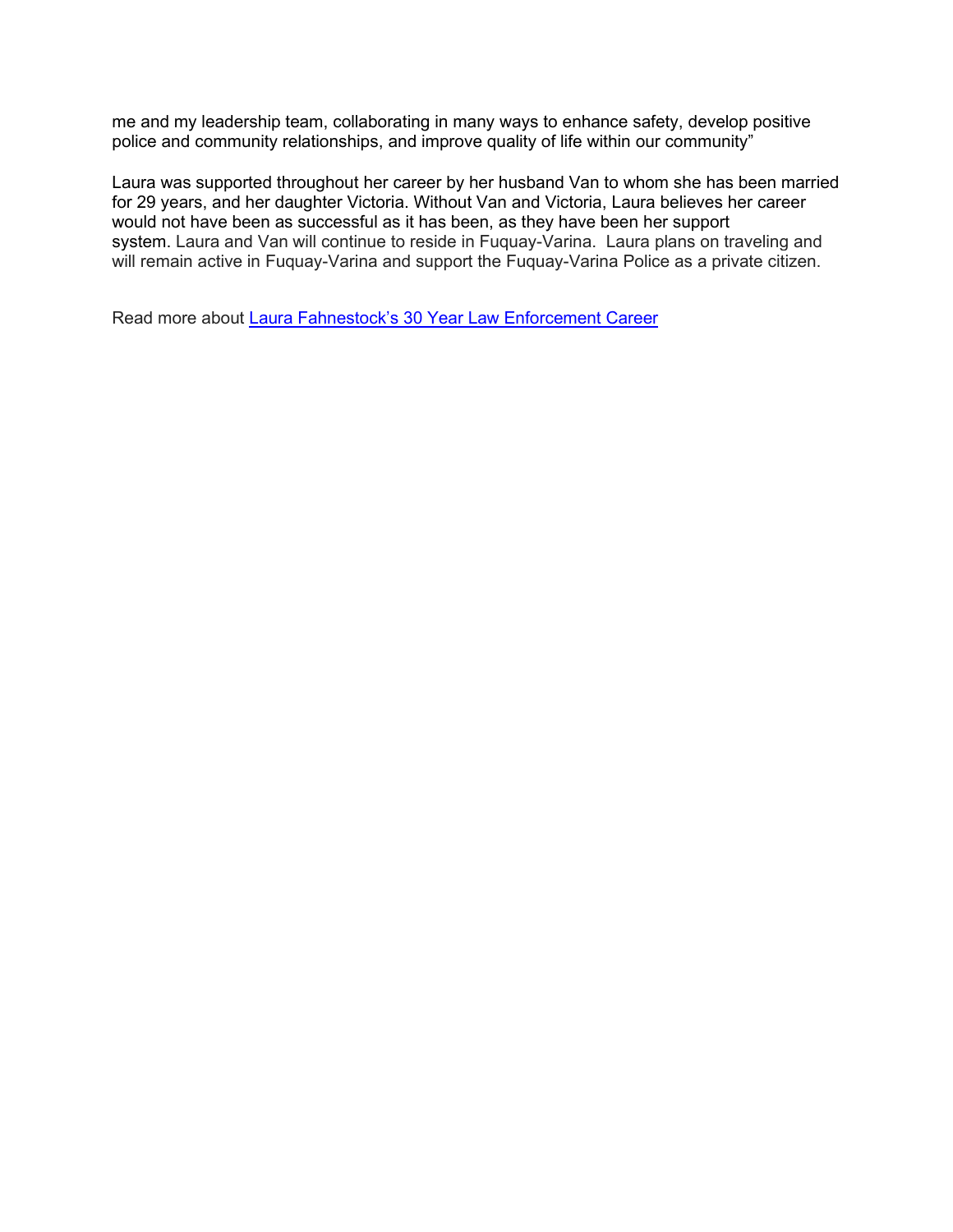me and my leadership team, collaborating in many ways to enhance safety, develop positive police and community relationships, and improve quality of life within our community"

Laura was supported throughout her career by her husband Van to whom she has been married for 29 years, and her daughter Victoria. Without Van and Victoria, Laura believes her career would not have been as successful as it has been, as they have been her support system. Laura and Van will continue to reside in Fuquay-Varina. Laura plans on traveling and will remain active in Fuquay-Varina and support the Fuquay-Varina Police as a private citizen.

Read more about Laura Fahnestock's 30 Year Law Enforcement Career